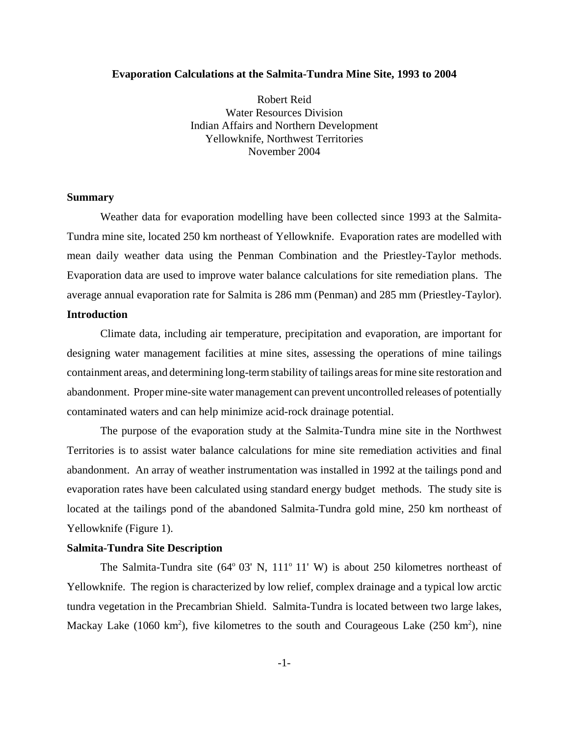# Evaporation Calculations at the Salmita-Tundra Mine Site, 1993 to 2004

Robert Reid
Water Resources Division
Indian Affairs and Northern Development
Yellowknife, Northwest Territories
November 2004

## Summary

Weather data for evaporation modelling have been collected since 1993 at the Salmita-Tundra mine site, located 250 km northeast of Yellowknife. Evaporation rates are modelled with mean daily weather data using the Penman Combination and the Priestley-Taylor methods. Evaporation data are used to improve water balance calculations for site remediation plans. The average annual evaporation rate for Salmita is 286 mm (Penman) and 285 mm (Priestley-Taylor).

## Introduction

Climate data, including air temperature, precipitation and evaporation, are important for designing water management facilities at mine sites, assessing the operations of mine tailings containment areas, and determining long-term stability of tailings areas for mine site restoration and abandonment. Proper mine-site water management can prevent uncontrolled releases of potentially contaminated waters and can help minimize acid-rock drainage potential.

The purpose of the evaporation study at the Salmita-Tundra mine site in the Northwest Territories is to assist water balance calculations for mine site remediation activities and final abandonment. An array of weather instrumentation was installed in 1992 at the tailings pond and evaporation rates have been calculated using standard energy budget methods. The study site is located at the tailings pond of the abandoned Salmita-Tundra gold mine, 250 km northeast of Yellowknife (Figure 1).

## Salmita-Tundra Site Description

The Salmita-Tundra site (64$^o$ 03' N, 111$^o$ 11' W) is about 250 kilometres northeast of Yellowknife. The region is characterized by low relief, complex drainage and a typical low arctic tundra vegetation in the Precambrian Shield. Salmita-Tundra is located between two large lakes, Mackay Lake (1060 km$^2$), five kilometres to the south and Courageous Lake (250 km$^2$), nine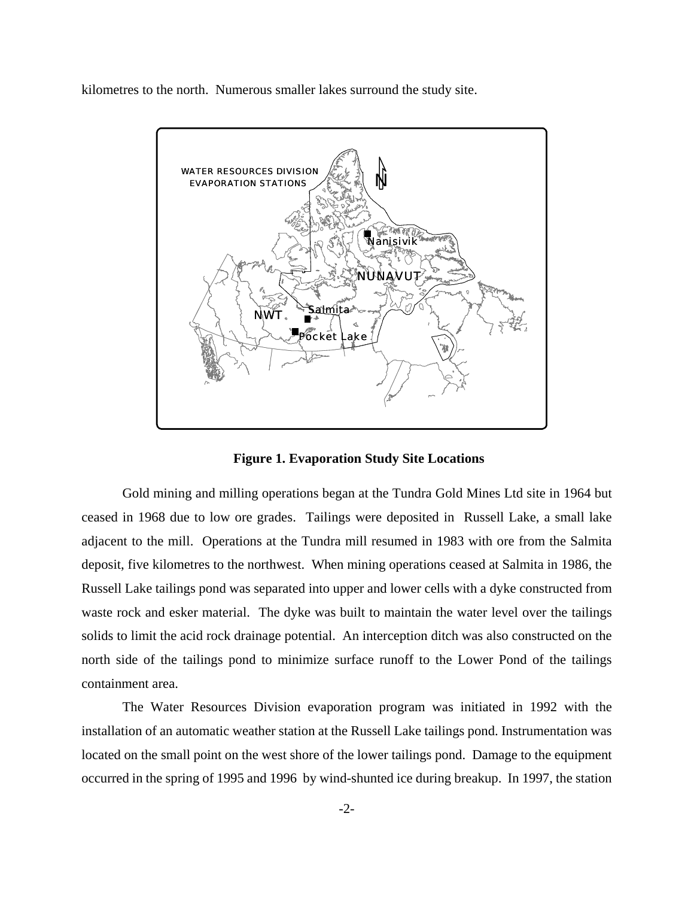kilometres to the north. Numerous smaller lakes surround the study site.

**Figure 1. Evaporation Study Site Locations**

Gold mining and milling operations began at the Tundra Gold Mines Ltd site in 1964 but ceased in 1968 due to low ore grades. Tailings were deposited in Russell Lake, a small lake adjacent to the mill. Operations at the Tundra mill resumed in 1983 with ore from the Salmita deposit, five kilometres to the northwest. When mining operations ceased at Salmita in 1986, the Russell Lake tailings pond was separated into upper and lower cells with a dyke constructed from waste rock and esker material. The dyke was built to maintain the water level over the tailings solids to limit the acid rock drainage potential. An interception ditch was also constructed on the north side of the tailings pond to minimize surface runoff to the Lower Pond of the tailings containment area.

The Water Resources Division evaporation program was initiated in 1992 with the installation of an automatic weather station at the Russell Lake tailings pond. Instrumentation was located on the small point on the west shore of the lower tailings pond. Damage to the equipment occurred in the spring of 1995 and 1996 by wind-shunted ice during breakup. In 1997, the station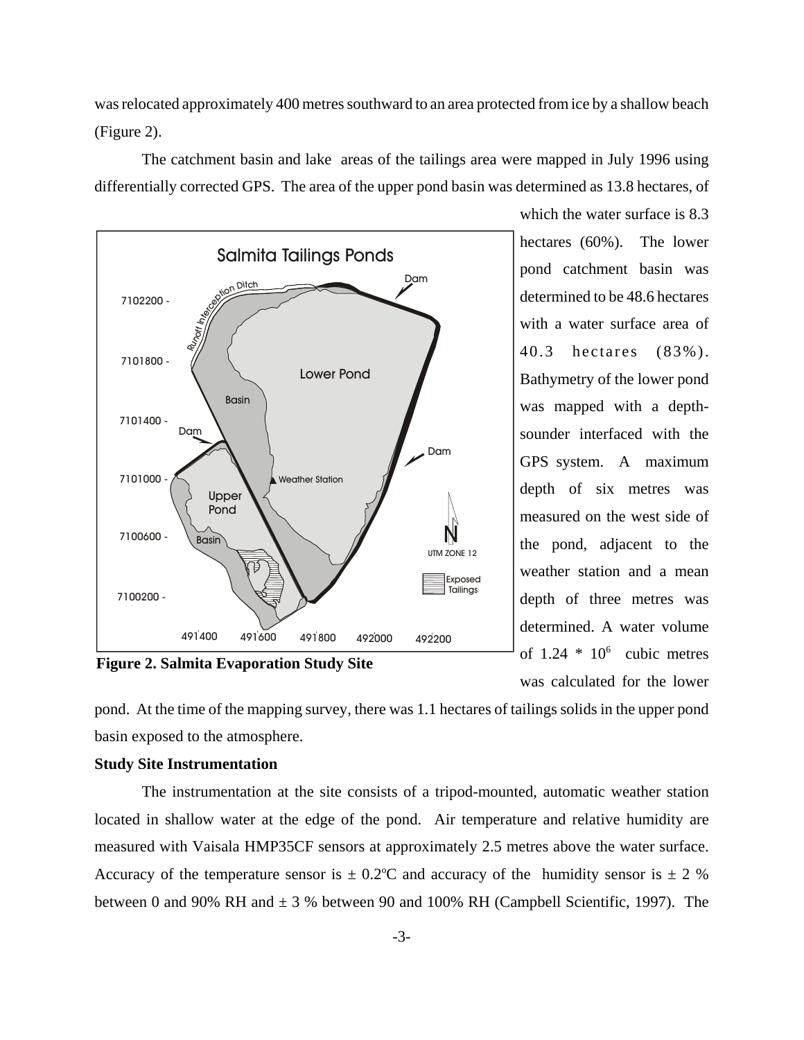was relocated approximately 400 metres southward to an area protected from ice by a shallow beach (Figure 2).

The catchment basin and lake areas of the tailings area were mapped in July 1996 using differentially corrected GPS. The area of the upper pond basin was determined as 13.8 hectares, of which the water surface is 8.3 hectares (60%). The lower pond catchment basin was determined to be 48.6 hectares with a water surface area of 40.3 hectares (83%). Bathymetry of the lower pond was mapped with a depth-sounder interfaced with the GPS system. A maximum depth of six metres was measured on the west side of the pond, adjacent to the weather station and a mean depth of three metres was determined. A water volume of $1.24 * 10^6$ cubic metres was calculated for the lower pond. At the time of the mapping survey, there was 1.1 hectares of tailings solids in the upper pond basin exposed to the atmosphere.

**Figure 2. Salmita Evaporation Study Site**

**Study Site Instrumentation**

The instrumentation at the site consists of a tripod-mounted, automatic weather station located in shallow water at the edge of the pond. Air temperature and relative humidity are measured with Vaisala HMP35CF sensors at approximately 2.5 metres above the water surface. Accuracy of the temperature sensor is ± 0.2$^o$C and accuracy of the humidity sensor is ± 2 % between 0 and 90% RH and ± 3 % between 90 and 100% RH (Campbell Scientific, 1997). The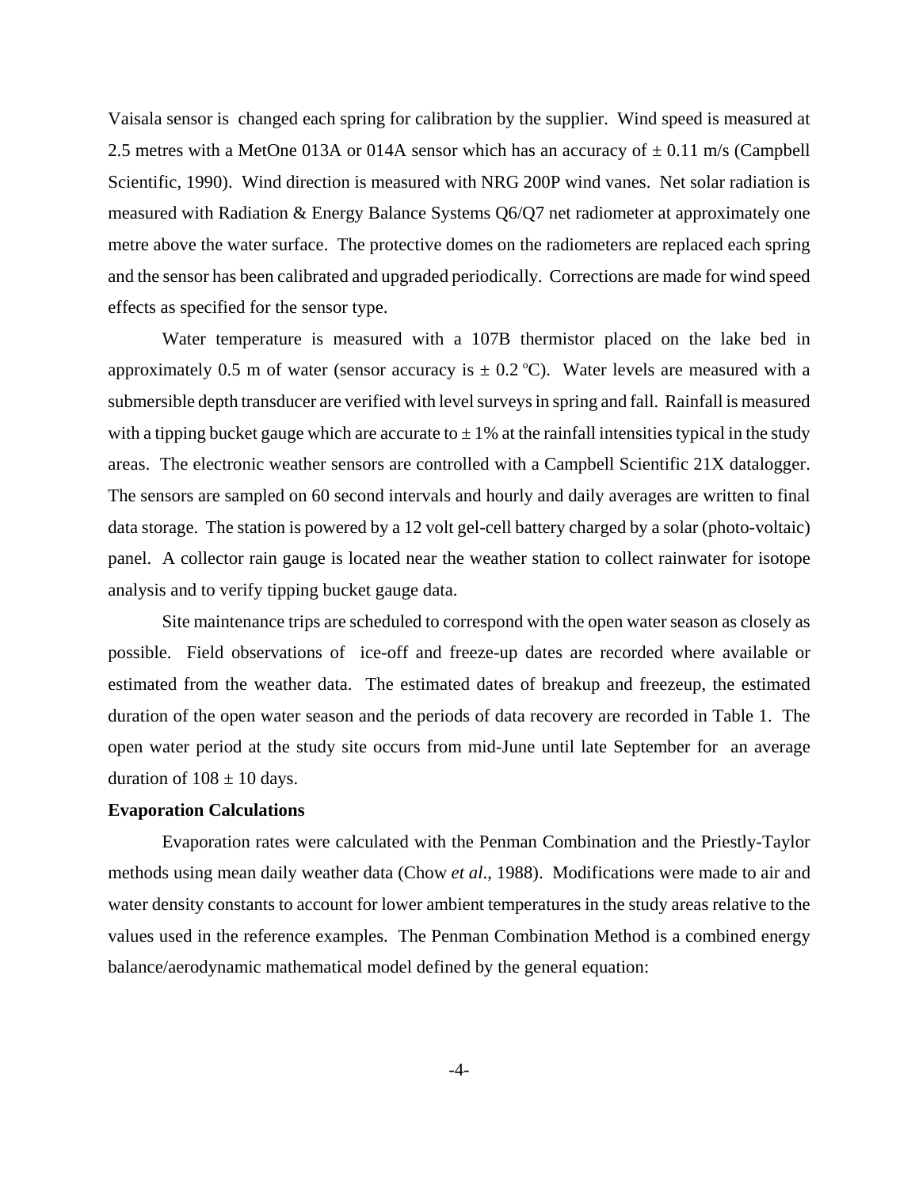Vaisala sensor is changed each spring for calibration by the supplier. Wind speed is measured at 2.5 metres with a MetOne 013A or 014A sensor which has an accuracy of $\pm$ 0.11 m/s (Campbell Scientific, 1990). Wind direction is measured with NRG 200P wind vanes. Net solar radiation is measured with Radiation & Energy Balance Systems Q6/Q7 net radiometer at approximately one metre above the water surface. The protective domes on the radiometers are replaced each spring and the sensor has been calibrated and upgraded periodically. Corrections are made for wind speed effects as specified for the sensor type.

Water temperature is measured with a 107B thermistor placed on the lake bed in approximately 0.5 m of water (sensor accuracy is $\pm$ 0.2 $^{o}$C). Water levels are measured with a submersible depth transducer are verified with level surveys in spring and fall. Rainfall is measured with a tipping bucket gauge which are accurate to $\pm$ 1% at the rainfall intensities typical in the study areas. The electronic weather sensors are controlled with a Campbell Scientific 21X datalogger. The sensors are sampled on 60 second intervals and hourly and daily averages are written to final data storage. The station is powered by a 12 volt gel-cell battery charged by a solar (photo-voltaic) panel. A collector rain gauge is located near the weather station to collect rainwater for isotope analysis and to verify tipping bucket gauge data.

Site maintenance trips are scheduled to correspond with the open water season as closely as possible. Field observations of ice-off and freeze-up dates are recorded where available or estimated from the weather data. The estimated dates of breakup and freezeup, the estimated duration of the open water season and the periods of data recovery are recorded in Table 1. The open water period at the study site occurs from mid-June until late September for an average duration of 108 $\pm$ 10 days.

**Evaporation Calculations**

Evaporation rates were calculated with the Penman Combination and the Priestly-Taylor methods using mean daily weather data (Chow *et al*., 1988). Modifications were made to air and water density constants to account for lower ambient temperatures in the study areas relative to the values used in the reference examples. The Penman Combination Method is a combined energy balance/aerodynamic mathematical model defined by the general equation: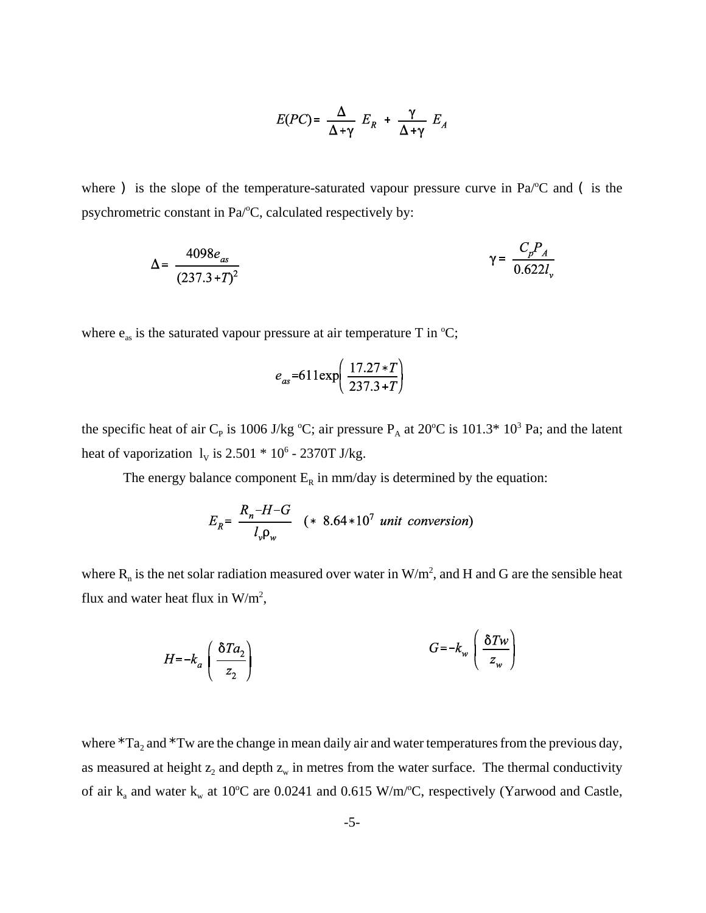$$E(PC) = \frac{\Delta}{\Delta + \gamma} E_R + \frac{\gamma}{\Delta + \gamma} E_A$$

where ) is the slope of the temperature-saturated vapour pressure curve in Pa/$^o$C and ( is the psychrometric constant in Pa/$^o$C, calculated respectively by:

$$\Delta = \frac{4098 e_{as}}{(237.3 + T)^2} \qquad \qquad \gamma = \frac{C_p P_A}{0.622 l_v}$$

where $e_{as}$ is the saturated vapour pressure at air temperature T in $^o$C;

$$e_{as} = 611 \exp\left(\frac{17.27 * T}{237.3 + T}\right)$$

the specific heat of air $C_P$ is 1006 J/kg $^o$C; air pressure $P_A$ at 20$^o$C is 101.3* $10^3$ Pa; and the latent heat of vaporization $l_V$ is 2.501 * $10^6$ - 2370T J/kg.

The energy balance component $E_R$ in mm/day is determined by the equation:

$$E_R = \frac{R_n - H - G}{l_v \rho_w} \quad (* \ 8.64 * 10^7 \ unit \ conversion)$$

where $R_n$ is the net solar radiation measured over water in W/m$^2$, and H and G are the sensible heat flux and water heat flux in W/m$^2$,

$$H = -k_a \left(\frac{\delta Ta_2}{z_2}\right) \qquad \qquad G = -k_w \left(\frac{\delta Tw}{z_w}\right)$$

where *$Ta_2$ and *Tw are the change in mean daily air and water temperatures from the previous day, as measured at height $z_2$ and depth $z_w$ in metres from the water surface. The thermal conductivity of air $k_a$ and water $k_w$ at 10$^o$C are 0.0241 and 0.615 W/m/$^o$C, respectively (Yarwood and Castle,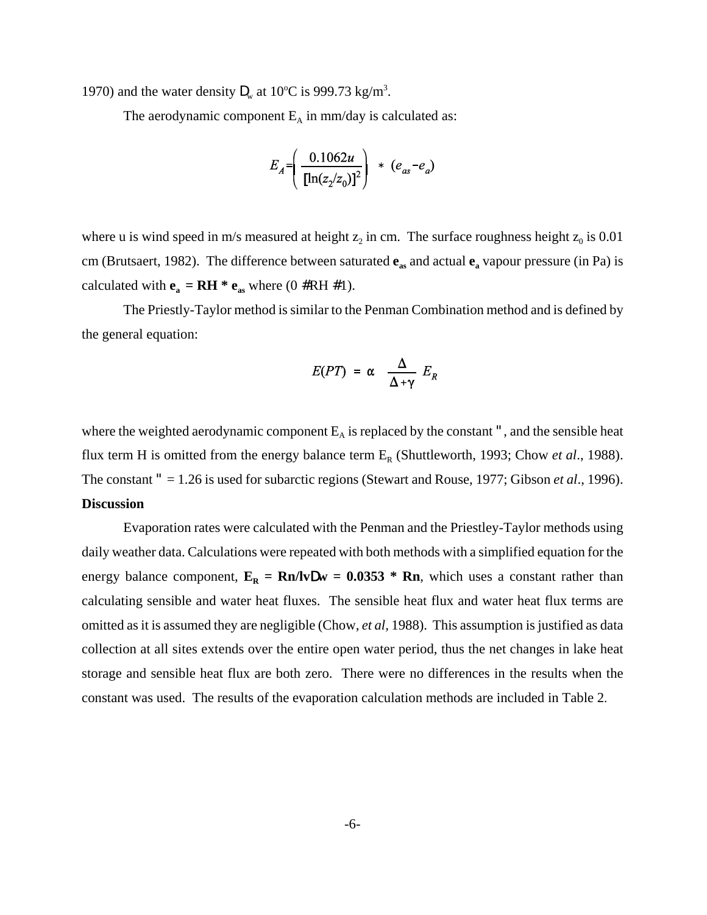1970) and the water density $\rho_w$ at 10°C is 999.73 kg/m$^3$.

The aerodynamic component $E_A$ in mm/day is calculated as:

$$E_A = \left( \frac{0.1062u}{[\ln(z_2/z_0)]^2} \right) * (e_{as} - e_a)$$

where u is wind speed in m/s measured at height $z_2$ in cm. The surface roughness height $z_0$ is 0.01 cm (Brutsaert, 1982). The difference between saturated $\mathbf{e_{as}}$ and actual $\mathbf{e_a}$ vapour pressure (in Pa) is calculated with $\mathbf{e_a = RH * e_{as}}$ where ($0 \leq RH \leq 1$).

The Priestly-Taylor method is similar to the Penman Combination method and is defined by the general equation:

$$E(PT) = \alpha \frac{\Delta}{\Delta + \gamma} E_R$$

where the weighted aerodynamic component $E_A$ is replaced by the constant $\alpha$, and the sensible heat flux term H is omitted from the energy balance term $E_R$ (Shuttleworth, 1993; Chow *et al*., 1988). The constant $\alpha$ = 1.26 is used for subarctic regions (Stewart and Rouse, 1977; Gibson *et al*., 1996).

**Discussion**

Evaporation rates were calculated with the Penman and the Priestley-Taylor methods using daily weather data. Calculations were repeated with both methods with a simplified equation for the energy balance component, $\mathbf{E_R = Rn/lv\rho w = 0.0353 * Rn}$, which uses a constant rather than calculating sensible and water heat fluxes. The sensible heat flux and water heat flux terms are omitted as it is assumed they are negligible (Chow, *et al*, 1988). This assumption is justified as data collection at all sites extends over the entire open water period, thus the net changes in lake heat storage and sensible heat flux are both zero. There were no differences in the results when the constant was used. The results of the evaporation calculation methods are included in Table 2.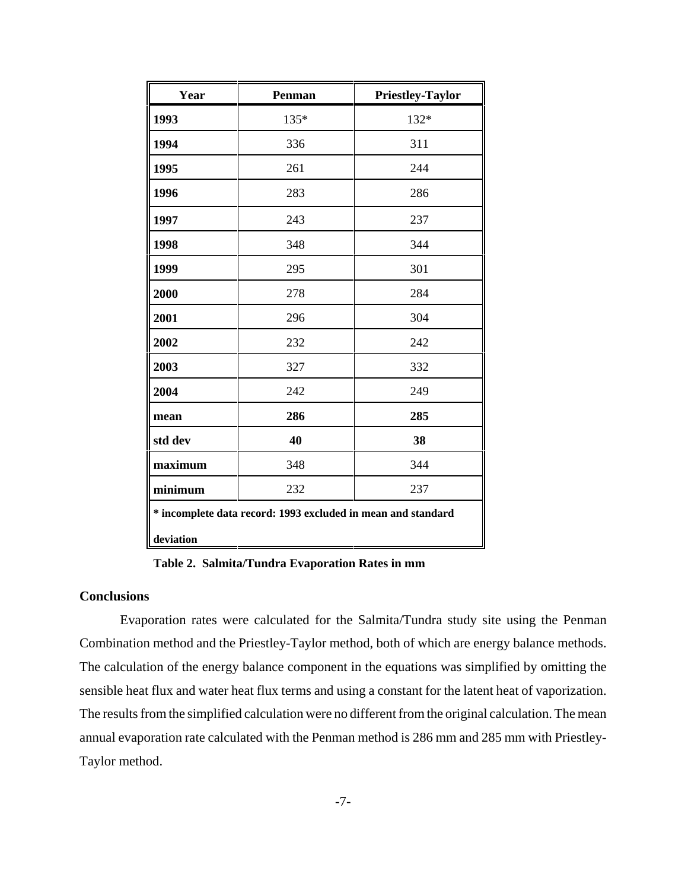| Year | Penman | Priestley-Taylor |
|---|---|---|
| **1993** | 135* | 132* |
| **1994** | 336 | 311 |
| **1995** | 261 | 244 |
| **1996** | 283 | 286 |
| **1997** | 243 | 237 |
| **1998** | 348 | 344 |
| **1999** | 295 | 301 |
| **2000** | 278 | 284 |
| **2001** | 296 | 304 |
| **2002** | 232 | 242 |
| **2003** | 327 | 332 |
| **2004** | 242 | 249 |
| **mean** | **286** | **285** |
| **std dev** | **40** | **38** |
| **maximum** | 348 | 344 |
| **minimum** | 232 | 237 |
| **\* incomplete data record: 1993 excluded in mean and standard deviation** | | |

**Table 2. Salmita/Tundra Evaporation Rates in mm**

## Conclusions

Evaporation rates were calculated for the Salmita/Tundra study site using the Penman Combination method and the Priestley-Taylor method, both of which are energy balance methods. The calculation of the energy balance component in the equations was simplified by omitting the sensible heat flux and water heat flux terms and using a constant for the latent heat of vaporization. The results from the simplified calculation were no different from the original calculation. The mean annual evaporation rate calculated with the Penman method is 286 mm and 285 mm with Priestley-Taylor method.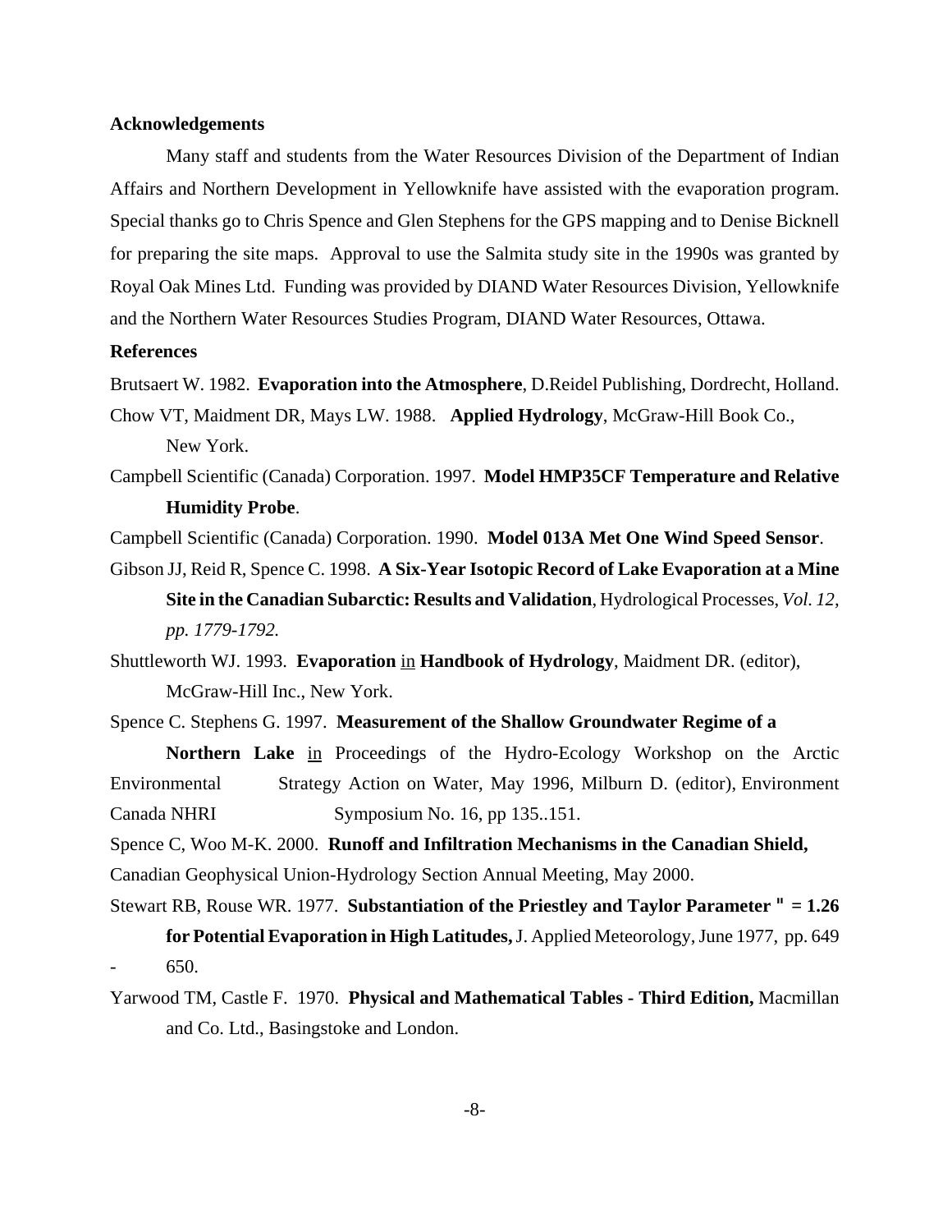## Acknowledgements

Many staff and students from the Water Resources Division of the Department of Indian Affairs and Northern Development in Yellowknife have assisted with the evaporation program. Special thanks go to Chris Spence and Glen Stephens for the GPS mapping and to Denise Bicknell for preparing the site maps. Approval to use the Salmita study site in the 1990s was granted by Royal Oak Mines Ltd. Funding was provided by DIAND Water Resources Division, Yellowknife and the Northern Water Resources Studies Program, DIAND Water Resources, Ottawa.

## References

Brutsaert W. 1982. **Evaporation into the Atmosphere**, D.Reidel Publishing, Dordrecht, Holland.

Chow VT, Maidment DR, Mays LW. 1988. **Applied Hydrology**, McGraw-Hill Book Co., New York.

Campbell Scientific (Canada) Corporation. 1997. **Model HMP35CF Temperature and Relative Humidity Probe**.

Campbell Scientific (Canada) Corporation. 1990. **Model 013A Met One Wind Speed Sensor**.

Gibson JJ, Reid R, Spence C. 1998. **A Six-Year Isotopic Record of Lake Evaporation at a Mine Site in the Canadian Subarctic: Results and Validation**, Hydrological Processes, *Vol. 12, pp. 1779-1792.*

Shuttleworth WJ. 1993. **Evaporation** in **Handbook of Hydrology**, Maidment DR. (editor), McGraw-Hill Inc., New York.

Spence C. Stephens G. 1997. **Measurement of the Shallow Groundwater Regime of a Northern Lake** in Proceedings of the Hydro-Ecology Workshop on the Arctic Environmental Strategy Action on Water, May 1996, Milburn D. (editor), Environment Canada NHRI Symposium No. 16, pp 135..151.

Spence C, Woo M-K. 2000. **Runoff and Infiltration Mechanisms in the Canadian Shield,** Canadian Geophysical Union-Hydrology Section Annual Meeting, May 2000.

Stewart RB, Rouse WR. 1977. **Substantiation of the Priestley and Taylor Parameter " = 1.26 for Potential Evaporation in High Latitudes,** J. Applied Meteorology, June 1977, pp. 649 - 650.

Yarwood TM, Castle F. 1970. **Physical and Mathematical Tables - Third Edition,** Macmillan and Co. Ltd., Basingstoke and London.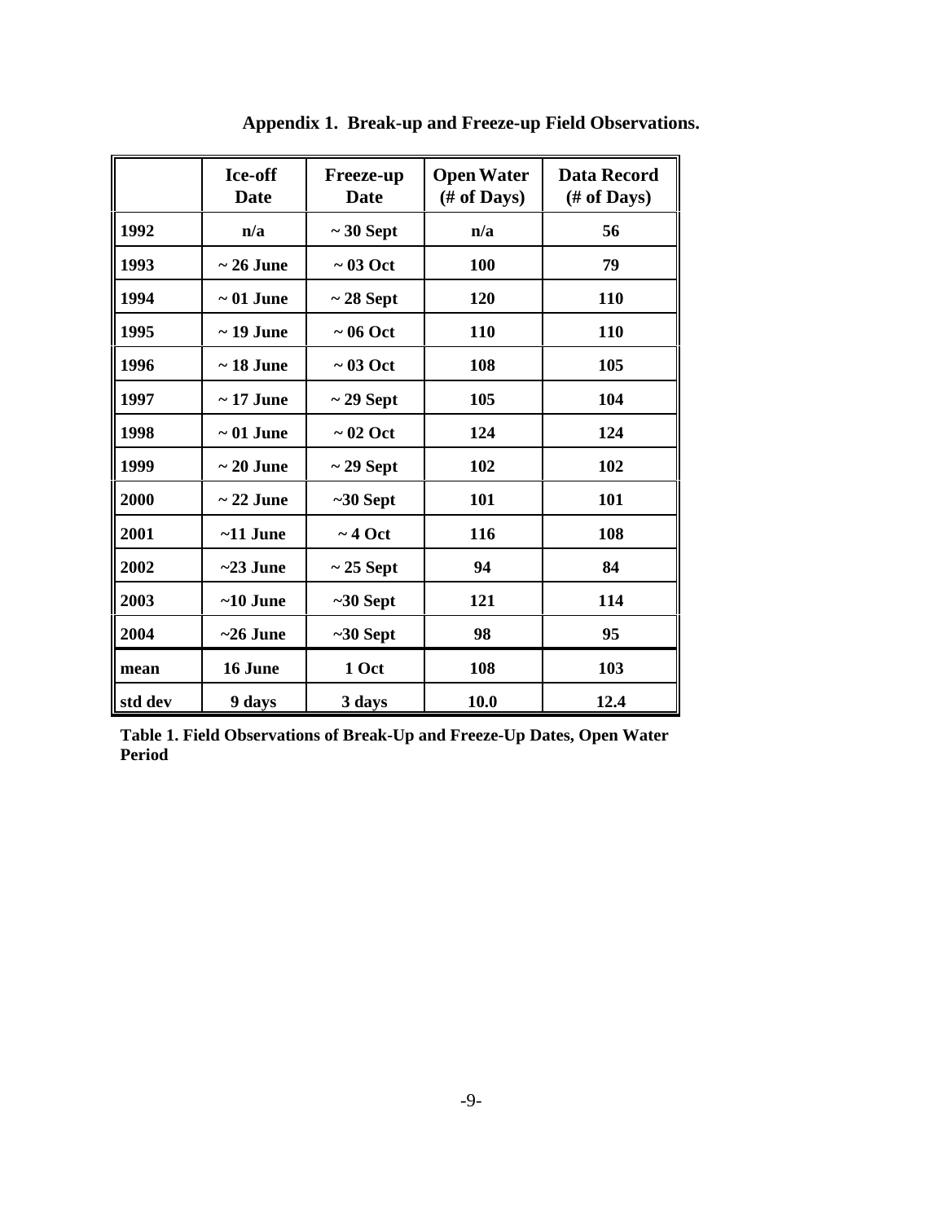# Appendix 1. Break-up and Freeze-up Field Observations.

| | Ice-off Date | Freeze-up Date | Open Water (# of Days) | Data Record (# of Days) |
|---|---|---|---|---|
| 1992 | n/a | ~ 30 Sept | n/a | 56 |
| 1993 | ~ 26 June | ~ 03 Oct | 100 | 79 |
| 1994 | ~ 01 June | ~ 28 Sept | 120 | 110 |
| 1995 | ~ 19 June | ~ 06 Oct | 110 | 110 |
| 1996 | ~ 18 June | ~ 03 Oct | 108 | 105 |
| 1997 | ~ 17 June | ~ 29 Sept | 105 | 104 |
| 1998 | ~ 01 June | ~ 02 Oct | 124 | 124 |
| 1999 | ~ 20 June | ~ 29 Sept | 102 | 102 |
| 2000 | ~ 22 June | ~30 Sept | 101 | 101 |
| 2001 | ~11 June | ~ 4 Oct | 116 | 108 |
| 2002 | ~23 June | ~ 25 Sept | 94 | 84 |
| 2003 | ~10 June | ~30 Sept | 121 | 114 |
| 2004 | ~26 June | ~30 Sept | 98 | 95 |
| mean | 16 June | 1 Oct | 108 | 103 |
| std dev | 9 days | 3 days | 10.0 | 12.4 |

**Table 1. Field Observations of Break-Up and Freeze-Up Dates, Open Water Period**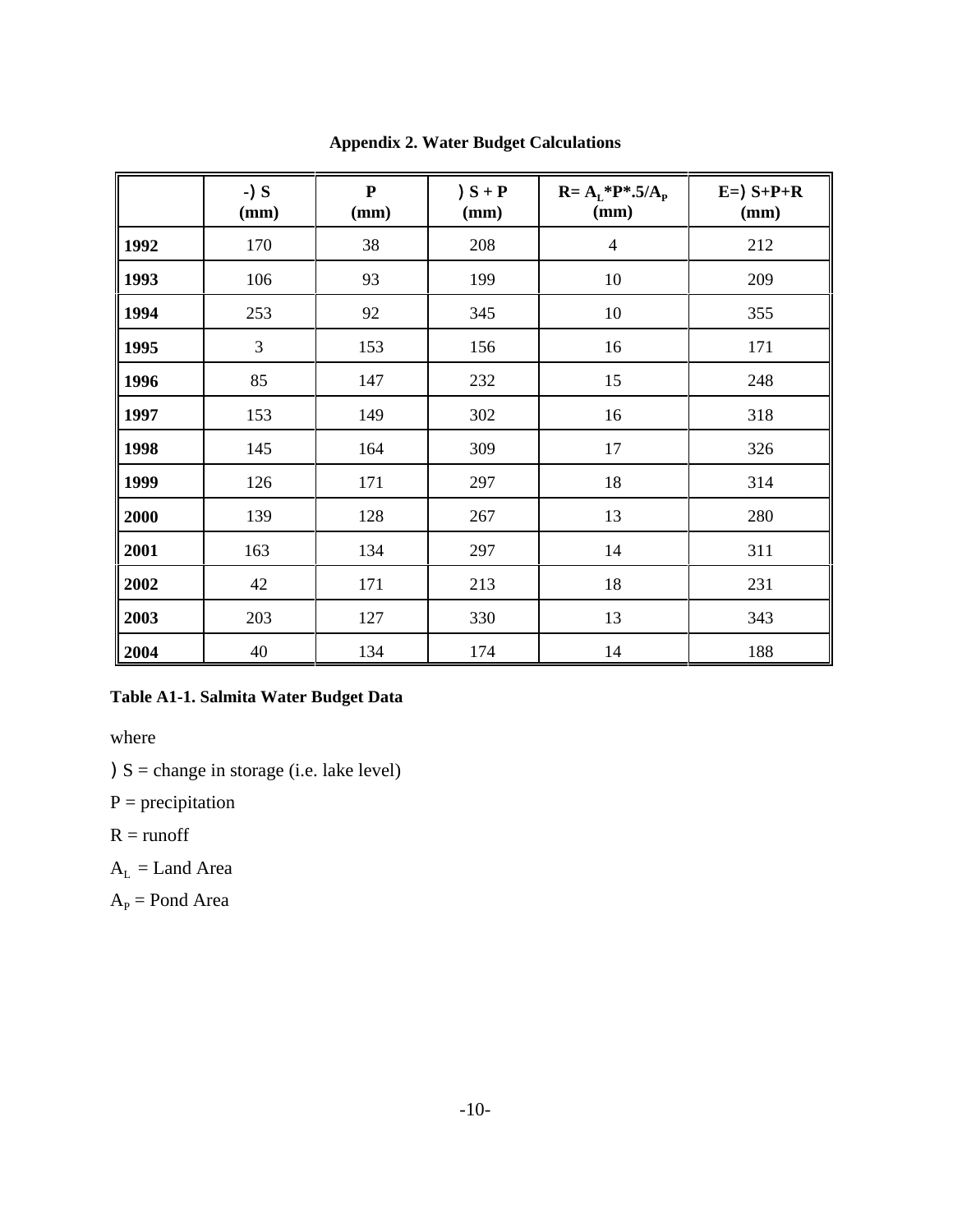# Appendix 2. Water Budget Calculations

| | $-\Delta S$ (mm) | P (mm) | $\Delta S + P$ (mm) | $R = A_L*P*.5/A_P$ (mm) | $E = \Delta S+P+R$ (mm) |
|---|---|---|---|---|---|
| **1992** | 170 | 38 | 208 | 4 | 212 |
| **1993** | 106 | 93 | 199 | 10 | 209 |
| **1994** | 253 | 92 | 345 | 10 | 355 |
| **1995** | 3 | 153 | 156 | 16 | 171 |
| **1996** | 85 | 147 | 232 | 15 | 248 |
| **1997** | 153 | 149 | 302 | 16 | 318 |
| **1998** | 145 | 164 | 309 | 17 | 326 |
| **1999** | 126 | 171 | 297 | 18 | 314 |
| **2000** | 139 | 128 | 267 | 13 | 280 |
| **2001** | 163 | 134 | 297 | 14 | 311 |
| **2002** | 42 | 171 | 213 | 18 | 231 |
| **2003** | 203 | 127 | 330 | 13 | 343 |
| **2004** | 40 | 134 | 174 | 14 | 188 |

**Table A1-1. Salmita Water Budget Data**

where

$\Delta S$ = change in storage (i.e. lake level)

P = precipitation

R = runoff

$A_L$ = Land Area

$A_P$ = Pond Area